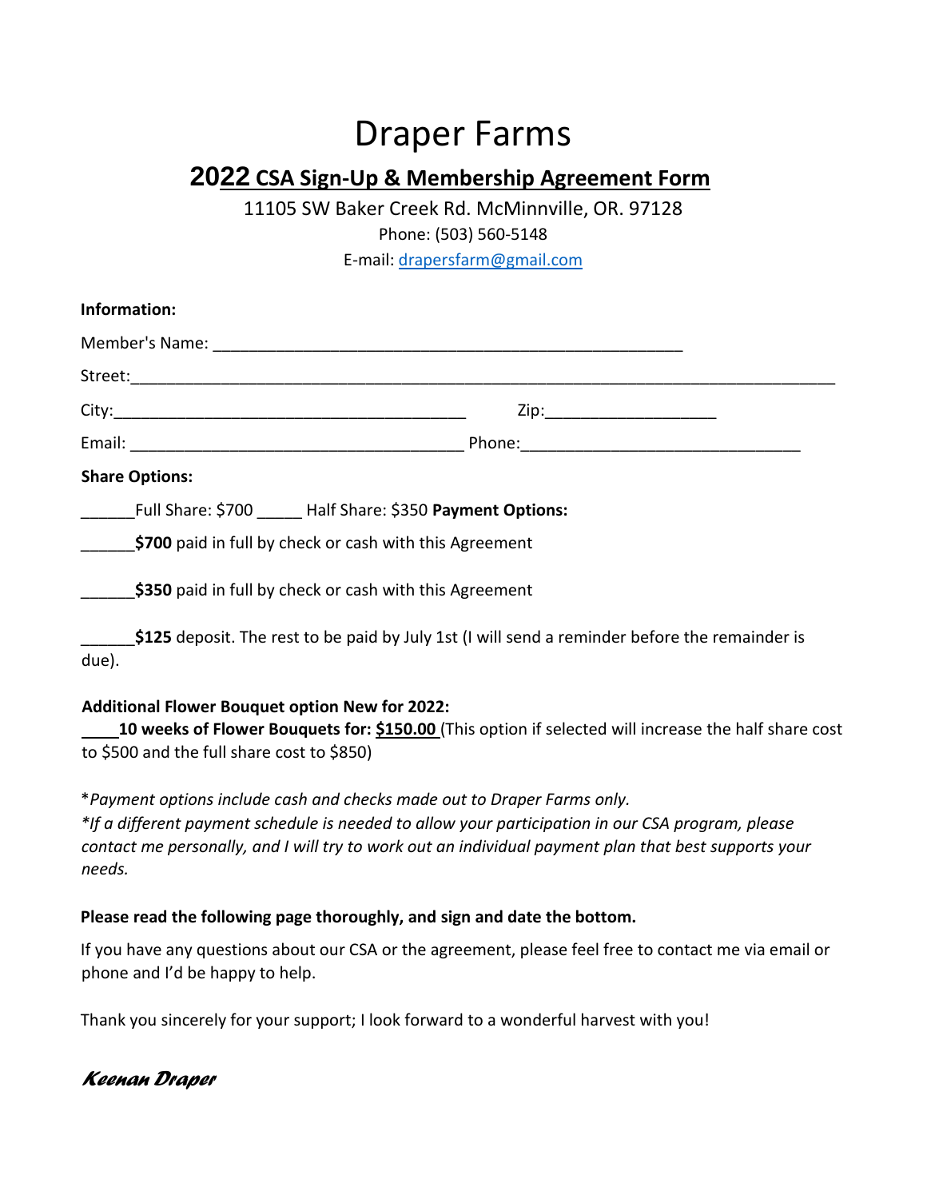# Draper Farms

## 2022 CSA Sign-Up & Membership Agreement Form

11105 SW Baker Creek Rd. McMinnville, OR. 97128

Phone: (503) 560-5148

E-mail: drapersfarm@gmail.com

**Information:**

Member's Name: ____________________________________________________

Street:______________________________________________________________________________

City:________________________________________ Zip:___________________

Email: _____________________________________ Phone:_______________________________

**Share Options:**

______Full Share: $700 _____ Half Share: $350 **Payment Options:**

______**$700** paid in full by check or cash with this Agreement

______**$350** paid in full by check or cash with this Agreement

______**$125** deposit. The rest to be paid by July 1st (I will send a reminder before the remainder is due).

**Additional Flower Bouquet option New for 2022:**

____**10 weeks of Flower Bouquets for: $150.00** (This option if selected will increase the half share cost to $500 and the full share cost to $850)

\**Payment options include cash and checks made out to Draper Farms only.*

*\*If a different payment schedule is needed to allow your participation in our CSA program, please contact me personally, and I will try to work out an individual payment plan that best supports your needs.*

**Please read the following page thoroughly, and sign and date the bottom.**

If you have any questions about our CSA or the agreement, please feel free to contact me via email or phone and I'd be happy to help.

Thank you sincerely for your support; I look forward to a wonderful harvest with you!

*Keenan Draper*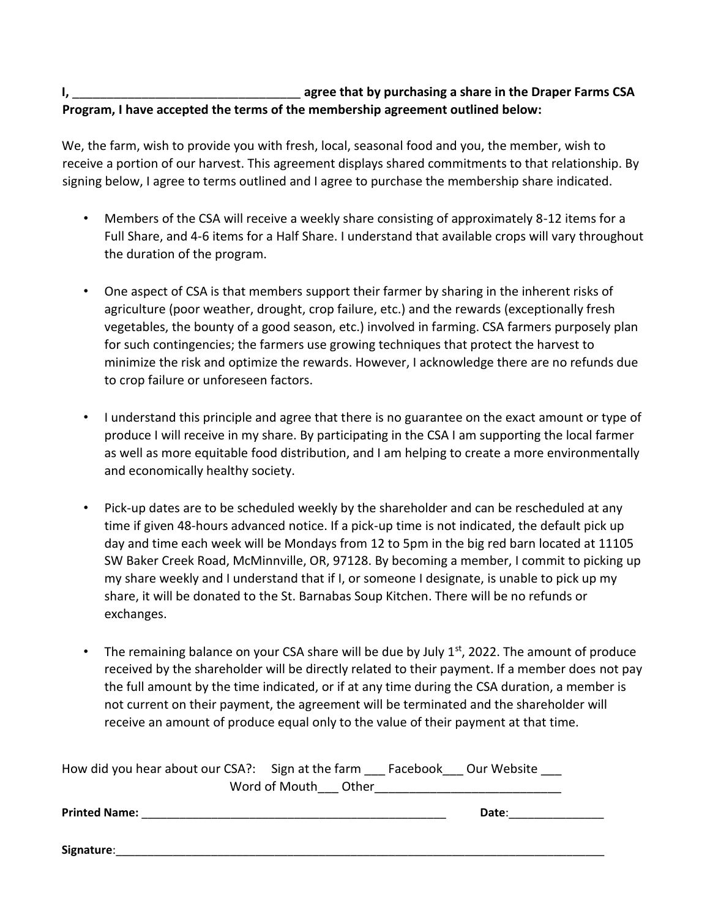**I, \_\_\_\_\_\_\_\_\_\_\_\_\_\_\_\_\_\_\_\_\_\_\_\_\_\_\_\_\_\_\_\_\_ agree that by purchasing a share in the Draper Farms CSA Program, I have accepted the terms of the membership agreement outlined below:**

We, the farm, wish to provide you with fresh, local, seasonal food and you, the member, wish to receive a portion of our harvest. This agreement displays shared commitments to that relationship. By signing below, I agree to terms outlined and I agree to purchase the membership share indicated.

- Members of the CSA will receive a weekly share consisting of approximately 8-12 items for a Full Share, and 4-6 items for a Half Share. I understand that available crops will vary throughout the duration of the program.

- One aspect of CSA is that members support their farmer by sharing in the inherent risks of agriculture (poor weather, drought, crop failure, etc.) and the rewards (exceptionally fresh vegetables, the bounty of a good season, etc.) involved in farming. CSA farmers purposely plan for such contingencies; the farmers use growing techniques that protect the harvest to minimize the risk and optimize the rewards. However, I acknowledge there are no refunds due to crop failure or unforeseen factors.

- I understand this principle and agree that there is no guarantee on the exact amount or type of produce I will receive in my share. By participating in the CSA I am supporting the local farmer as well as more equitable food distribution, and I am helping to create a more environmentally and economically healthy society.

- Pick-up dates are to be scheduled weekly by the shareholder and can be rescheduled at any time if given 48-hours advanced notice. If a pick-up time is not indicated, the default pick up day and time each week will be Mondays from 12 to 5pm in the big red barn located at 11105 SW Baker Creek Road, McMinnville, OR, 97128. By becoming a member, I commit to picking up my share weekly and I understand that if I, or someone I designate, is unable to pick up my share, it will be donated to the St. Barnabas Soup Kitchen. There will be no refunds or exchanges.

- The remaining balance on your CSA share will be due by July 1st, 2022. The amount of produce received by the shareholder will be directly related to their payment. If a member does not pay the full amount by the time indicated, or if at any time during the CSA duration, a member is not current on their payment, the agreement will be terminated and the shareholder will receive an amount of produce equal only to the value of their payment at that time.

How did you hear about our CSA?: Sign at the farm \_\_\_ Facebook\_\_\_ Our Website \_\_\_ Word of Mouth\_\_\_ Other\_\_\_\_\_\_\_\_\_\_\_\_\_\_\_\_\_\_\_\_\_\_\_\_\_\_\_

**Printed Name:** \_\_\_\_\_\_\_\_\_\_\_\_\_\_\_\_\_\_\_\_\_\_\_\_\_\_\_\_\_\_\_\_\_\_\_\_\_\_\_\_\_\_\_\_\_\_\_\_ **Date**:\_\_\_\_\_\_\_\_\_\_\_\_\_\_\_

**Signature**:\_\_\_\_\_\_\_\_\_\_\_\_\_\_\_\_\_\_\_\_\_\_\_\_\_\_\_\_\_\_\_\_\_\_\_\_\_\_\_\_\_\_\_\_\_\_\_\_\_\_\_\_\_\_\_\_\_\_\_\_\_\_\_\_\_\_\_\_\_\_\_\_\_\_\_\_